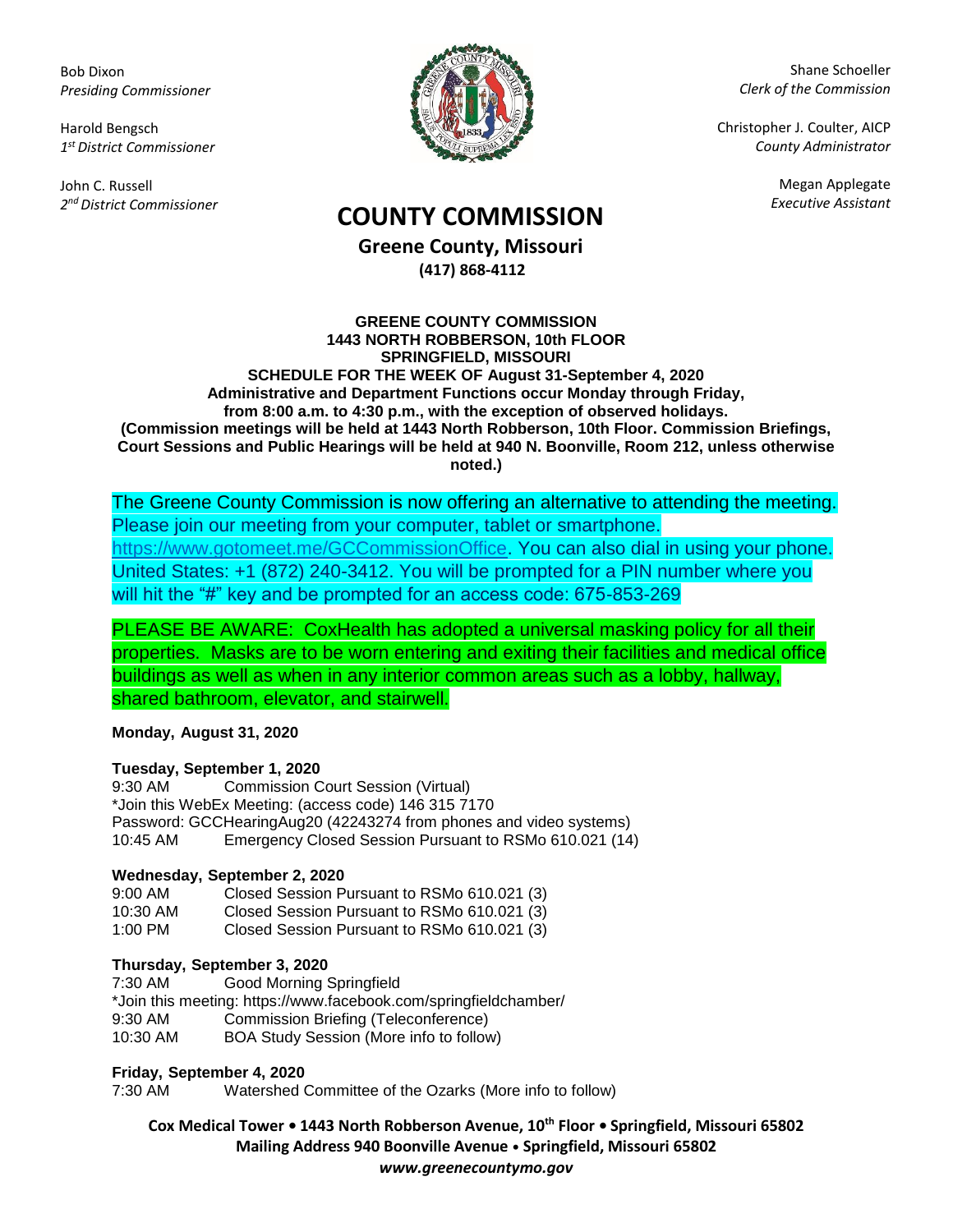Bob Dixon
*Presiding Commissioner*

Harold Bengsch
*1st District Commissioner*

John C. Russell
*2nd District Commissioner*

Shane Schoeller
*Clerk of the Commission*

Christopher J. Coulter, AICP
*County Administrator*

Megan Applegate
*Executive Assistant*

# COUNTY COMMISSION

**Greene County, Missouri**
**(417) 868-4112**

**GREENE COUNTY COMMISSION**
**1443 NORTH ROBBERSON, 10th FLOOR**
**SPRINGFIELD, MISSOURI**
**SCHEDULE FOR THE WEEK OF August 31-September 4, 2020**
**Administrative and Department Functions occur Monday through Friday, from 8:00 a.m. to 4:30 p.m., with the exception of observed holidays.**
**(Commission meetings will be held at 1443 North Robberson, 10th Floor. Commission Briefings, Court Sessions and Public Hearings will be held at 940 N. Boonville, Room 212, unless otherwise noted.)**

The Greene County Commission is now offering an alternative to attending the meeting. Please join our meeting from your computer, tablet or smartphone. https://www.gotomeet.me/GCCommissionOffice. You can also dial in using your phone. United States: +1 (872) 240-3412. You will be prompted for a PIN number where you will hit the "#" key and be prompted for an access code: 675-853-269

PLEASE BE AWARE: CoxHealth has adopted a universal masking policy for all their properties. Masks are to be worn entering and exiting their facilities and medical office buildings as well as when in any interior common areas such as a lobby, hallway, shared bathroom, elevator, and stairwell.

**Monday, August 31, 2020**

**Tuesday, September 1, 2020**
9:30 AM Commission Court Session (Virtual)
*Join this WebEx Meeting: (access code) 146 315 7170
Password: GCCHearingAug20 (42243274 from phones and video systems)
10:45 AM Emergency Closed Session Pursuant to RSMo 610.021 (14)

**Wednesday, September 2, 2020**
9:00 AM Closed Session Pursuant to RSMo 610.021 (3)
10:30 AM Closed Session Pursuant to RSMo 610.021 (3)
1:00 PM Closed Session Pursuant to RSMo 610.021 (3)

**Thursday, September 3, 2020**
7:30 AM Good Morning Springfield
*Join this meeting: https://www.facebook.com/springfieldchamber/
9:30 AM Commission Briefing (Teleconference)
10:30 AM BOA Study Session (More info to follow)

**Friday, September 4, 2020**
7:30 AM Watershed Committee of the Ozarks (More info to follow)

**Cox Medical Tower • 1443 North Robberson Avenue, 10th Floor • Springfield, Missouri 65802**
**Mailing Address 940 Boonville Avenue • Springfield, Missouri 65802**
***www.greenecountymo.gov***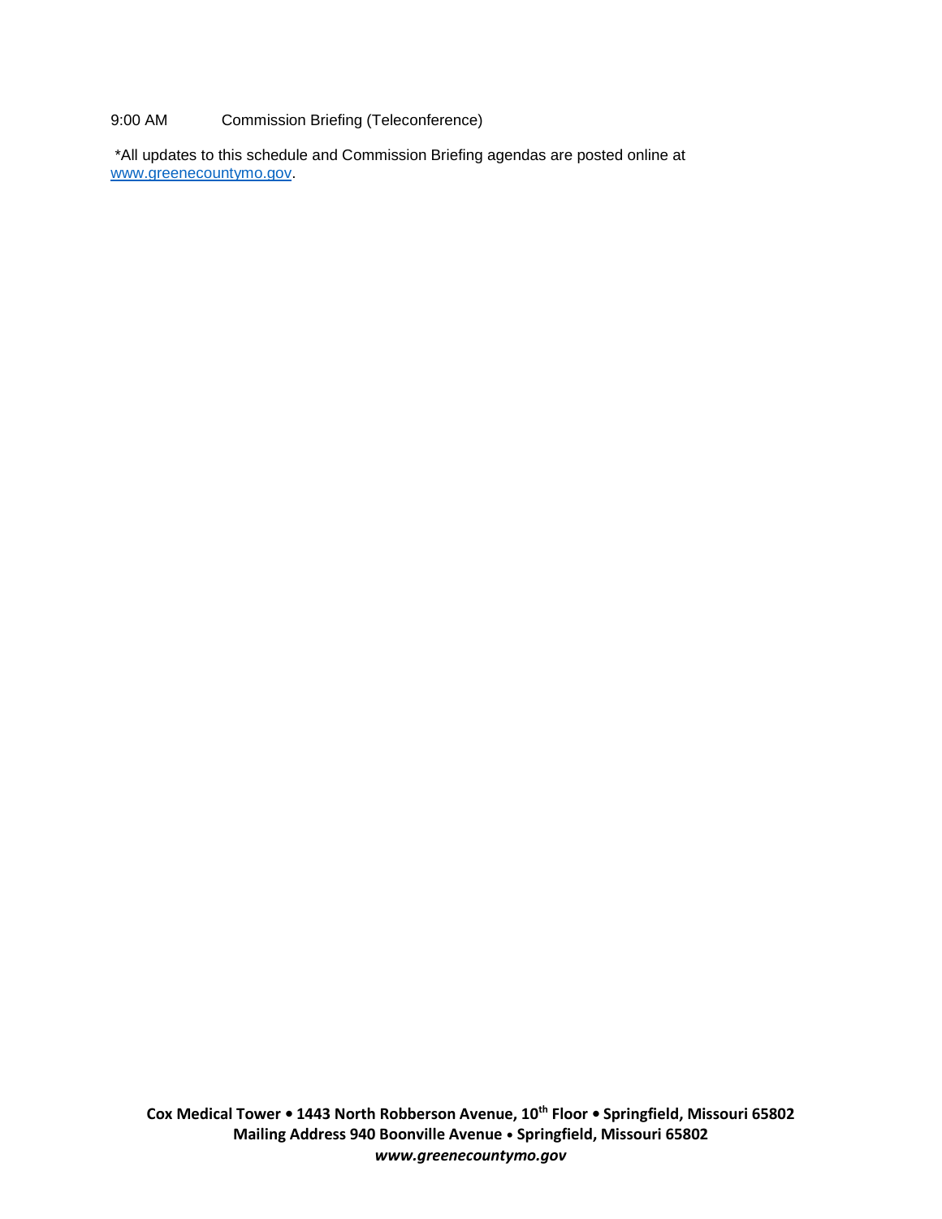9:00 AM Commission Briefing (Teleconference)

*All updates to this schedule and Commission Briefing agendas are posted online at www.greenecountymo.gov.